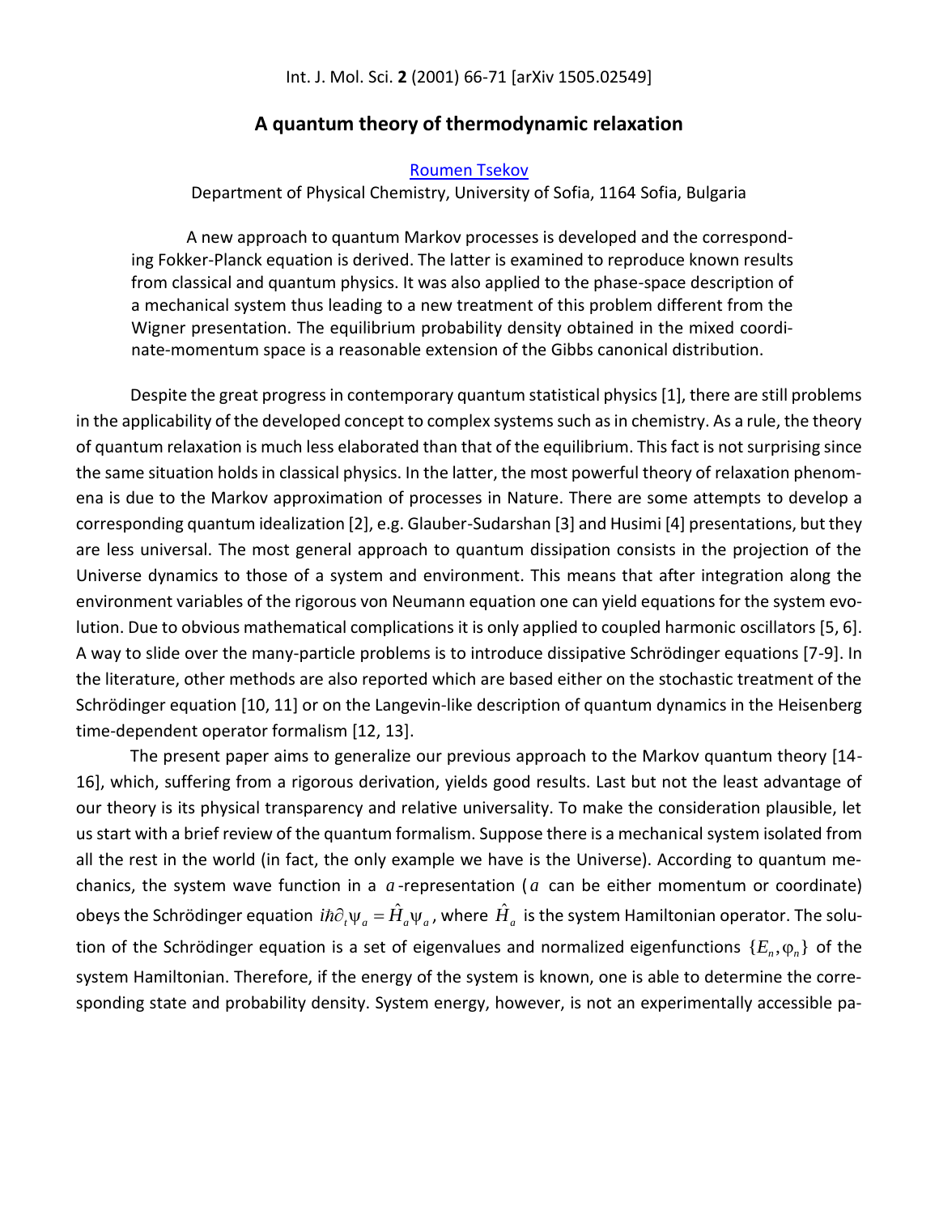Int. J. Mol. Sci. **2** (2001) 66-71 [arXiv 1505.02549]

# A quantum theory of thermodynamic relaxation

Roumen Tsekov

Department of Physical Chemistry, University of Sofia, 1164 Sofia, Bulgaria

A new approach to quantum Markov processes is developed and the corresponding Fokker-Planck equation is derived. The latter is examined to reproduce known results from classical and quantum physics. It was also applied to the phase-space description of a mechanical system thus leading to a new treatment of this problem different from the Wigner presentation. The equilibrium probability density obtained in the mixed coordinate-momentum space is a reasonable extension of the Gibbs canonical distribution.

Despite the great progress in contemporary quantum statistical physics [1], there are still problems in the applicability of the developed concept to complex systems such as in chemistry. As a rule, the theory of quantum relaxation is much less elaborated than that of the equilibrium. This fact is not surprising since the same situation holds in classical physics. In the latter, the most powerful theory of relaxation phenomena is due to the Markov approximation of processes in Nature. There are some attempts to develop a corresponding quantum idealization [2], e.g. Glauber-Sudarshan [3] and Husimi [4] presentations, but they are less universal. The most general approach to quantum dissipation consists in the projection of the Universe dynamics to those of a system and environment. This means that after integration along the environment variables of the rigorous von Neumann equation one can yield equations for the system evolution. Due to obvious mathematical complications it is only applied to coupled harmonic oscillators [5, 6]. A way to slide over the many-particle problems is to introduce dissipative Schrödinger equations [7-9]. In the literature, other methods are also reported which are based either on the stochastic treatment of the Schrödinger equation [10, 11] or on the Langevin-like description of quantum dynamics in the Heisenberg time-dependent operator formalism [12, 13].

The present paper aims to generalize our previous approach to the Markov quantum theory [14-16], which, suffering from a rigorous derivation, yields good results. Last but not the least advantage of our theory is its physical transparency and relative universality. To make the consideration plausible, let us start with a brief review of the quantum formalism. Suppose there is a mechanical system isolated from all the rest in the world (in fact, the only example we have is the Universe). According to quantum mechanics, the system wave function in a $a$-representation ($a$ can be either momentum or coordinate) obeys the Schrödinger equation $i\hbar\partial_t\psi_a = \hat{H}_a\psi_a$, where $\hat{H}_a$ is the system Hamiltonian operator. The solution of the Schrödinger equation is a set of eigenvalues and normalized eigenfunctions $\{E_n, \varphi_n\}$ of the system Hamiltonian. Therefore, if the energy of the system is known, one is able to determine the corresponding state and probability density. System energy, however, is not an experimentally accessible pa-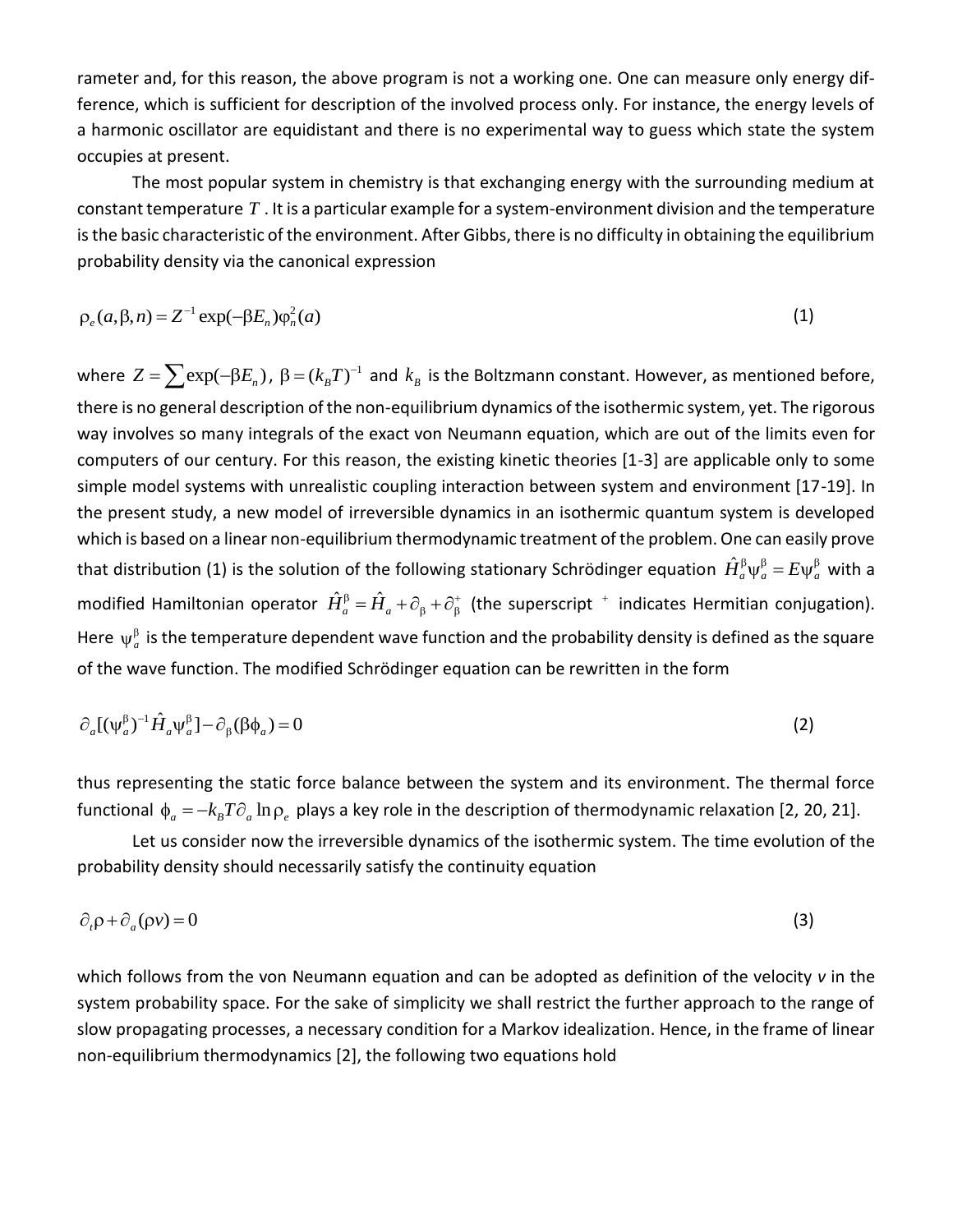rameter and, for this reason, the above program is not a working one. One can measure only energy difference, which is sufficient for description of the involved process only. For instance, the energy levels of a harmonic oscillator are equidistant and there is no experimental way to guess which state the system occupies at present.

The most popular system in chemistry is that exchanging energy with the surrounding medium at constant temperature $T$. It is a particular example for a system-environment division and the temperature is the basic characteristic of the environment. After Gibbs, there is no difficulty in obtaining the equilibrium probability density via the canonical expression

$$\rho_e(a,\beta,n) = Z^{-1}\exp(-\beta E_n)\varphi_n^2(a) \tag{1}$$

where $Z = \sum \exp(-\beta E_n)$, $\beta = (k_B T)^{-1}$ and $k_B$ is the Boltzmann constant. However, as mentioned before, there is no general description of the non-equilibrium dynamics of the isothermic system, yet. The rigorous way involves so many integrals of the exact von Neumann equation, which are out of the limits even for computers of our century. For this reason, the existing kinetic theories [1-3] are applicable only to some simple model systems with unrealistic coupling interaction between system and environment [17-19]. In the present study, a new model of irreversible dynamics in an isothermic quantum system is developed which is based on a linear non-equilibrium thermodynamic treatment of the problem. One can easily prove that distribution (1) is the solution of the following stationary Schrödinger equation $\hat{H}_a^\beta \psi_a^\beta = E\psi_a^\beta$ with a modified Hamiltonian operator $\hat{H}_a^\beta = \hat{H}_a + \partial_\beta + \partial_\beta^+$ (the superscript $^+$ indicates Hermitian conjugation). Here $\psi_a^\beta$ is the temperature dependent wave function and the probability density is defined as the square of the wave function. The modified Schrödinger equation can be rewritten in the form

$$\partial_a[(\psi_a^\beta)^{-1}\hat{H}_a\psi_a^\beta] - \partial_\beta(\beta\phi_a) = 0 \tag{2}$$

thus representing the static force balance between the system and its environment. The thermal force functional $\phi_a = -k_B T \partial_a \ln \rho_e$ plays a key role in the description of thermodynamic relaxation [2, 20, 21].

Let us consider now the irreversible dynamics of the isothermic system. The time evolution of the probability density should necessarily satisfy the continuity equation

$$\partial_t \rho + \partial_a(\rho v) = 0 \tag{3}$$

which follows from the von Neumann equation and can be adopted as definition of the velocity $v$ in the system probability space. For the sake of simplicity we shall restrict the further approach to the range of slow propagating processes, a necessary condition for a Markov idealization. Hence, in the frame of linear non-equilibrium thermodynamics [2], the following two equations hold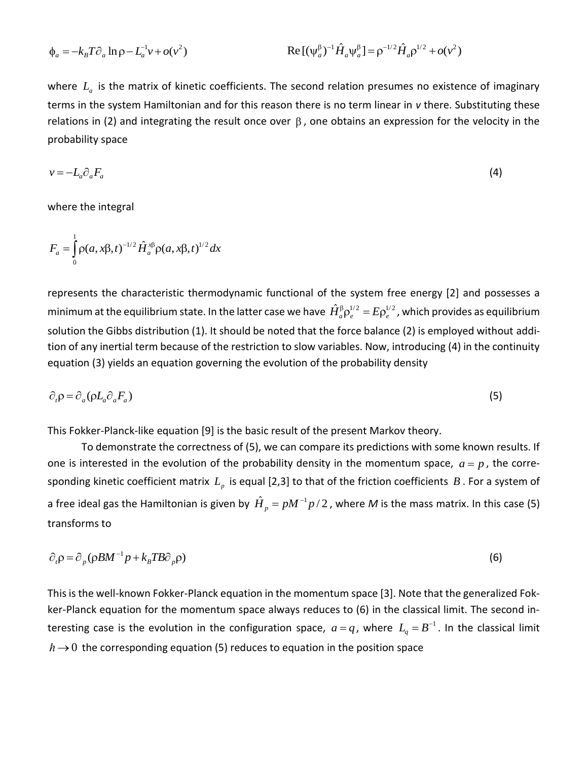$$\phi_a = -k_B T \partial_a \ln \rho - L_a^{-1} v + o(v^2) \qquad\qquad \mathrm{Re}\,[(\psi_a^\beta)^{-1} \hat{H}_a \psi_a^\beta] = \rho^{-1/2} \hat{H}_a \rho^{1/2} + o(v^2)$$

where $L_a$ is the matrix of kinetic coefficients. The second relation presumes no existence of imaginary terms in the system Hamiltonian and for this reason there is no term linear in $v$ there. Substituting these relations in (2) and integrating the result once over $\beta$, one obtains an expression for the velocity in the probability space

$$v = -L_a \partial_a F_a \tag{4}$$

where the integral

$$F_a = \int_0^1 \rho(a, x\beta, t)^{-1/2} \hat{H}_a^{x\beta} \rho(a, x\beta, t)^{1/2} dx$$

represents the characteristic thermodynamic functional of the system free energy [2] and possesses a minimum at the equilibrium state. In the latter case we have $\hat{H}_a^\beta \rho_e^{1/2} = E\rho_e^{1/2}$, which provides as equilibrium solution the Gibbs distribution (1). It should be noted that the force balance (2) is employed without addition of any inertial term because of the restriction to slow variables. Now, introducing (4) in the continuity equation (3) yields an equation governing the evolution of the probability density

$$\partial_t \rho = \partial_a (\rho L_a \partial_a F_a) \tag{5}$$

This Fokker-Planck-like equation [9] is the basic result of the present Markov theory.

To demonstrate the correctness of (5), we can compare its predictions with some known results. If one is interested in the evolution of the probability density in the momentum space, $a = p$, the corresponding kinetic coefficient matrix $L_p$ is equal [2,3] to that of the friction coefficients $B$. For a system of a free ideal gas the Hamiltonian is given by $\hat{H}_p = pM^{-1}p/2$, where $M$ is the mass matrix. In this case (5) transforms to

$$\partial_t \rho = \partial_p (\rho B M^{-1} p + k_B T B \partial_p \rho) \tag{6}$$

This is the well-known Fokker-Planck equation in the momentum space [3]. Note that the generalized Fokker-Planck equation for the momentum space always reduces to (6) in the classical limit. The second interesting case is the evolution in the configuration space, $a = q$, where $L_q = B^{-1}$. In the classical limit $\hbar \to 0$ the corresponding equation (5) reduces to equation in the position space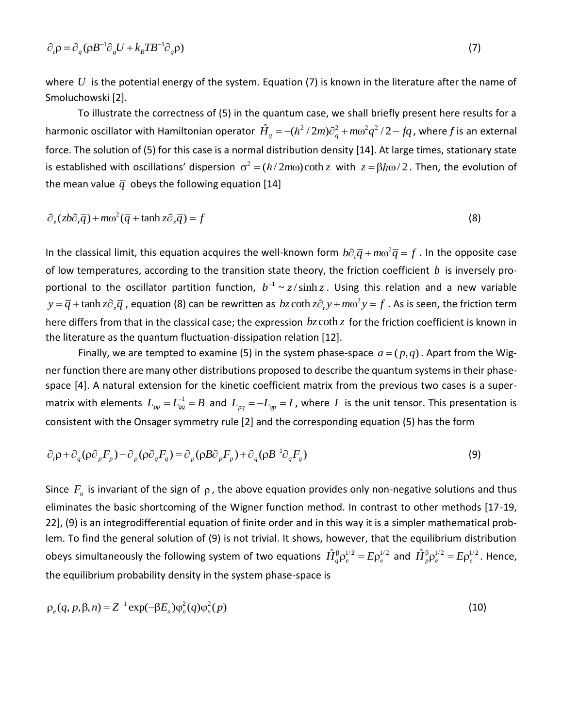$$\partial_t \rho = \partial_q (\rho B^{-1} \partial_q U + k_B T B^{-1} \partial_q \rho) \tag{7}$$

where $U$ is the potential energy of the system. Equation (7) is known in the literature after the name of Smoluchowski [2].

To illustrate the correctness of (5) in the quantum case, we shall briefly present here results for a harmonic oscillator with Hamiltonian operator $\hat{H}_q = -(\hbar^2 / 2m)\partial_q^2 + m\omega^2 q^2 / 2 - fq$, where $f$ is an external force. The solution of (5) for this case is a normal distribution density [14]. At large times, stationary state is established with oscillations' dispersion $\sigma^2 = (\hbar / 2m\omega)\coth z$ with $z = \beta\hbar\omega / 2$. Then, the evolution of the mean value $\bar{q}$ obeys the following equation [14]

$$\partial_z (zb\partial_t \bar{q}) + m\omega^2 (\bar{q} + \tanh z \partial_z \bar{q}) = f \tag{8}$$

In the classical limit, this equation acquires the well-known form $b\partial_t \bar{q} + m\omega^2 \bar{q} = f$. In the opposite case of low temperatures, according to the transition state theory, the friction coefficient $b$ is inversely proportional to the oscillator partition function, $b^{-1} \sim z / \sinh z$. Using this relation and a new variable $y = \bar{q} + \tanh z \partial_z \bar{q}$, equation (8) can be rewritten as $bz \coth z \partial_t y + m\omega^2 y = f$. As is seen, the friction term here differs from that in the classical case; the expression $bz \coth z$ for the friction coefficient is known in the literature as the quantum fluctuation-dissipation relation [12].

Finally, we are tempted to examine (5) in the system phase-space $a = (p, q)$. Apart from the Wigner function there are many other distributions proposed to describe the quantum systems in their phase-space [4]. A natural extension for the kinetic coefficient matrix from the previous two cases is a supermatrix with elements $L_{pp} = L_{qq}^{-1} = B$ and $L_{pq} = -L_{qp} = I$, where $I$ is the unit tensor. This presentation is consistent with the Onsager symmetry rule [2] and the corresponding equation (5) has the form

$$\partial_t \rho + \partial_q (\rho \partial_p F_p) - \partial_p (\rho \partial_q F_q) = \partial_p (\rho B \partial_p F_p) + \partial_q (\rho B^{-1} \partial_q F_q) \tag{9}$$

Since $F_a$ is invariant of the sign of $\rho$, the above equation provides only non-negative solutions and thus eliminates the basic shortcoming of the Wigner function method. In contrast to other methods [17-19, 22], (9) is an integrodifferential equation of finite order and in this way it is a simpler mathematical problem. To find the general solution of (9) is not trivial. It shows, however, that the equilibrium distribution obeys simultaneously the following system of two equations $\hat{H}_q^\beta \rho_e^{1/2} = E \rho_e^{1/2}$ and $\hat{H}_p^\beta \rho_e^{1/2} = E \rho_e^{1/2}$. Hence, the equilibrium probability density in the system phase-space is

$$\rho_e(q, p, \beta, n) = Z^{-1} \exp(-\beta E_n) \varphi_n^2(q) \varphi_n^2(p) \tag{10}$$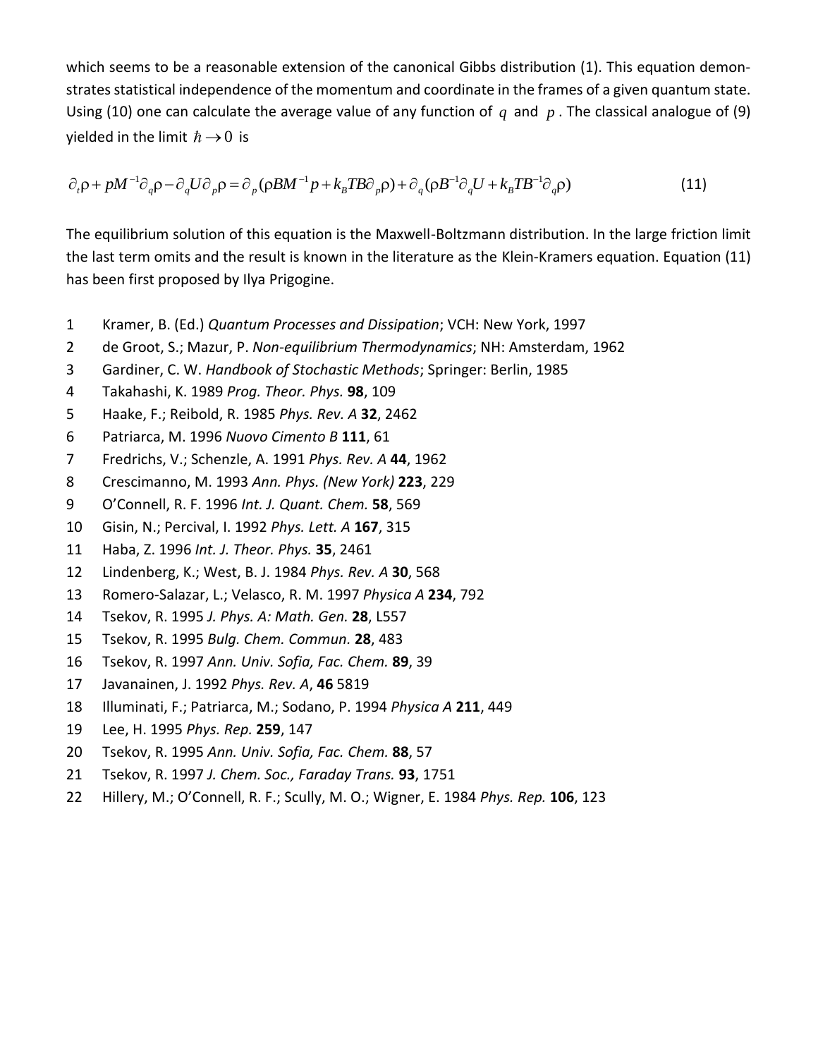which seems to be a reasonable extension of the canonical Gibbs distribution (1). This equation demonstrates statistical independence of the momentum and coordinate in the frames of a given quantum state. Using (10) one can calculate the average value of any function of $q$ and $p$. The classical analogue of (9) yielded in the limit $\hbar \to 0$ is

$$\partial_t \rho + pM^{-1}\partial_q \rho - \partial_q U \partial_p \rho = \partial_p(\rho BM^{-1}p + k_B TB\partial_p \rho) + \partial_q(\rho B^{-1}\partial_q U + k_B TB^{-1}\partial_q \rho) \tag{11}$$

The equilibrium solution of this equation is the Maxwell-Boltzmann distribution. In the large friction limit the last term omits and the result is known in the literature as the Klein-Kramers equation. Equation (11) has been first proposed by Ilya Prigogine.

1. Kramer, B. (Ed.) *Quantum Processes and Dissipation*; VCH: New York, 1997
2. de Groot, S.; Mazur, P. *Non-equilibrium Thermodynamics*; NH: Amsterdam, 1962
3. Gardiner, C. W. *Handbook of Stochastic Methods*; Springer: Berlin, 1985
4. Takahashi, K. 1989 *Prog. Theor. Phys.* **98**, 109
5. Haake, F.; Reibold, R. 1985 *Phys. Rev. A* **32**, 2462
6. Patriarca, M. 1996 *Nuovo Cimento B* **111**, 61
7. Fredrichs, V.; Schenzle, A. 1991 *Phys. Rev. A* **44**, 1962
8. Crescimanno, M. 1993 *Ann. Phys. (New York)* **223**, 229
9. O'Connell, R. F. 1996 *Int. J. Quant. Chem.* **58**, 569
10. Gisin, N.; Percival, I. 1992 *Phys. Lett. A* **167**, 315
11. Haba, Z. 1996 *Int. J. Theor. Phys.* **35**, 2461
12. Lindenberg, K.; West, B. J. 1984 *Phys. Rev. A* **30**, 568
13. Romero-Salazar, L.; Velasco, R. M. 1997 *Physica A* **234**, 792
14. Tsekov, R. 1995 *J. Phys. A: Math. Gen.* **28**, L557
15. Tsekov, R. 1995 *Bulg. Chem. Commun.* **28**, 483
16. Tsekov, R. 1997 *Ann. Univ. Sofia, Fac. Chem.* **89**, 39
17. Javanainen, J. 1992 *Phys. Rev. A*, **46** 5819
18. Illuminati, F.; Patriarca, M.; Sodano, P. 1994 *Physica A* **211**, 449
19. Lee, H. 1995 *Phys. Rep.* **259**, 147
20. Tsekov, R. 1995 *Ann. Univ. Sofia, Fac. Chem.* **88**, 57
21. Tsekov, R. 1997 *J. Chem. Soc., Faraday Trans.* **93**, 1751
22. Hillery, M.; O'Connell, R. F.; Scully, M. O.; Wigner, E. 1984 *Phys. Rep.* **106**, 123